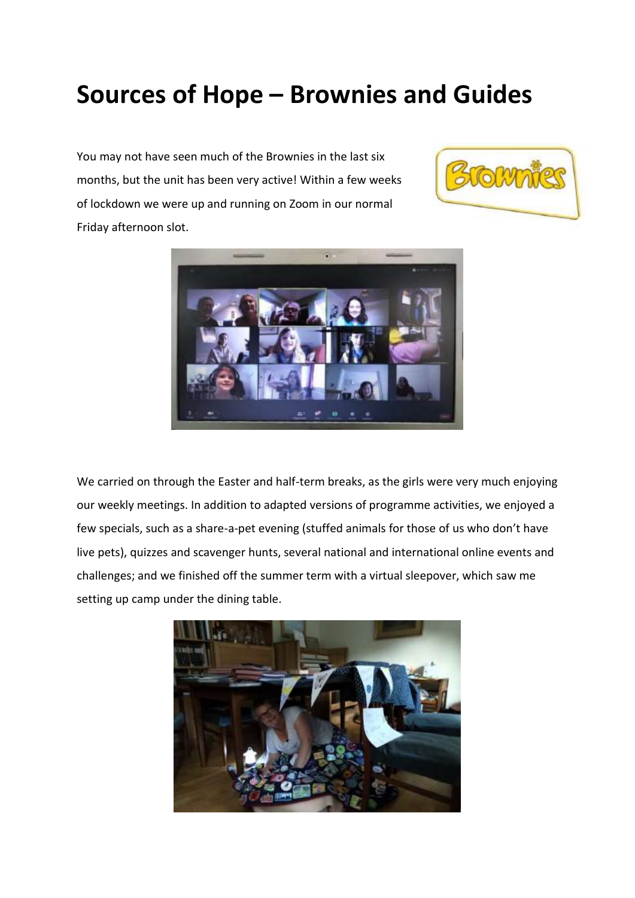# Sources of Hope – Brownies and Guides

You may not have seen much of the Brownies in the last six months, but the unit has been very active! Within a few weeks of lockdown we were up and running on Zoom in our normal Friday afternoon slot.

We carried on through the Easter and half-term breaks, as the girls were very much enjoying our weekly meetings. In addition to adapted versions of programme activities, we enjoyed a few specials, such as a share-a-pet evening (stuffed animals for those of us who don't have live pets), quizzes and scavenger hunts, several national and international online events and challenges; and we finished off the summer term with a virtual sleepover, which saw me setting up camp under the dining table.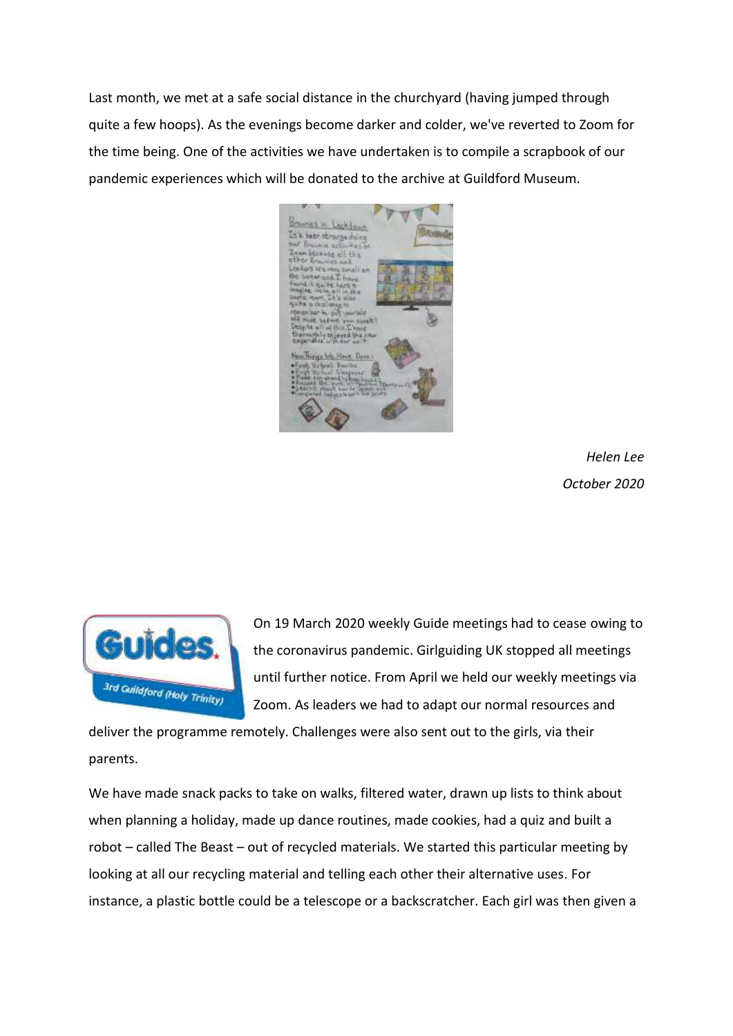Last month, we met at a safe social distance in the churchyard (having jumped through quite a few hoops). As the evenings become darker and colder, we've reverted to Zoom for the time being. One of the activities we have undertaken is to compile a scrapbook of our pandemic experiences which will be donated to the archive at Guildford Museum.

*Helen Lee*
*October 2020*

On 19 March 2020 weekly Guide meetings had to cease owing to the coronavirus pandemic. Girlguiding UK stopped all meetings until further notice. From April we held our weekly meetings via Zoom. As leaders we had to adapt our normal resources and deliver the programme remotely. Challenges were also sent out to the girls, via their parents.

We have made snack packs to take on walks, filtered water, drawn up lists to think about when planning a holiday, made up dance routines, made cookies, had a quiz and built a robot – called The Beast – out of recycled materials. We started this particular meeting by looking at all our recycling material and telling each other their alternative uses. For instance, a plastic bottle could be a telescope or a backscratcher. Each girl was then given a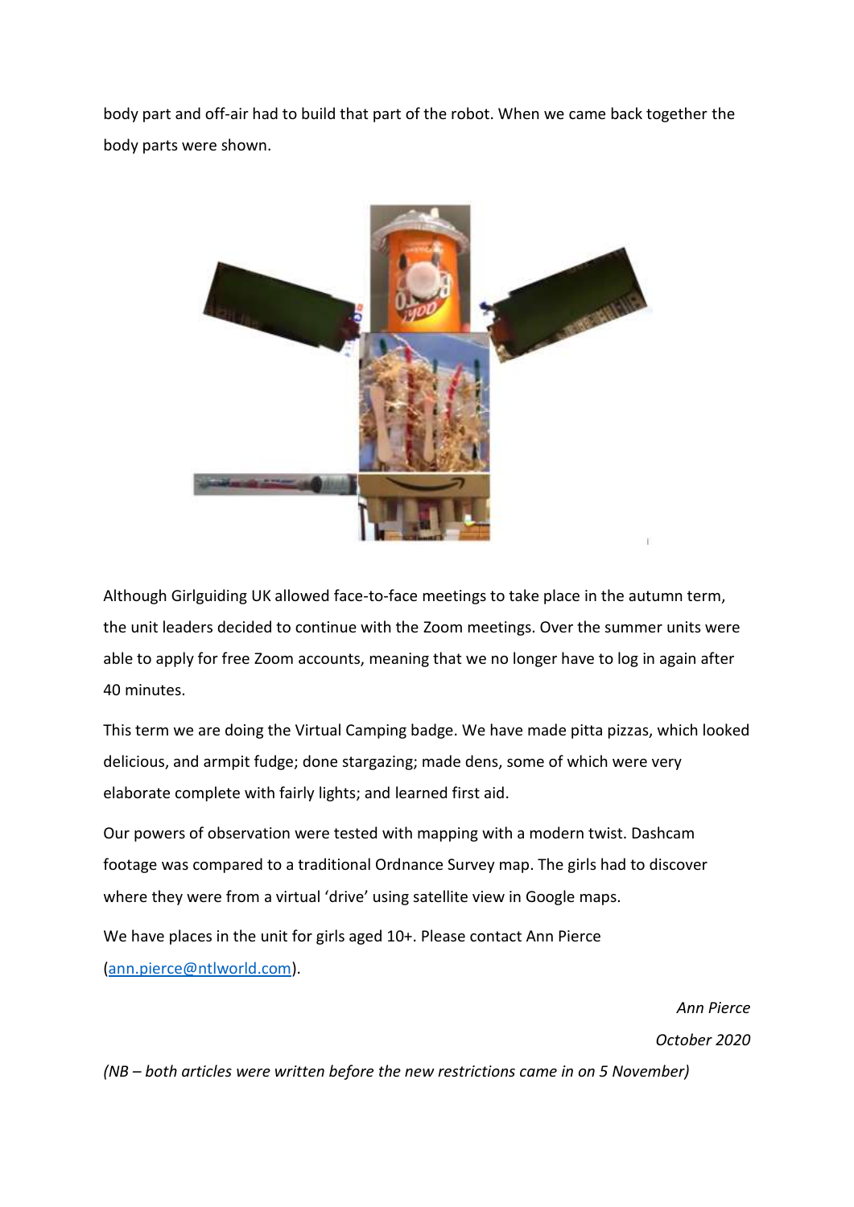body part and off-air had to build that part of the robot. When we came back together the body parts were shown.

Although Girlguiding UK allowed face-to-face meetings to take place in the autumn term, the unit leaders decided to continue with the Zoom meetings. Over the summer units were able to apply for free Zoom accounts, meaning that we no longer have to log in again after 40 minutes.

This term we are doing the Virtual Camping badge. We have made pitta pizzas, which looked delicious, and armpit fudge; done stargazing; made dens, some of which were very elaborate complete with fairly lights; and learned first aid.

Our powers of observation were tested with mapping with a modern twist. Dashcam footage was compared to a traditional Ordnance Survey map. The girls had to discover where they were from a virtual 'drive' using satellite view in Google maps.

We have places in the unit for girls aged 10+. Please contact Ann Pierce (ann.pierce@ntlworld.com).

*Ann Pierce*

*October 2020*

*(NB – both articles were written before the new restrictions came in on 5 November)*